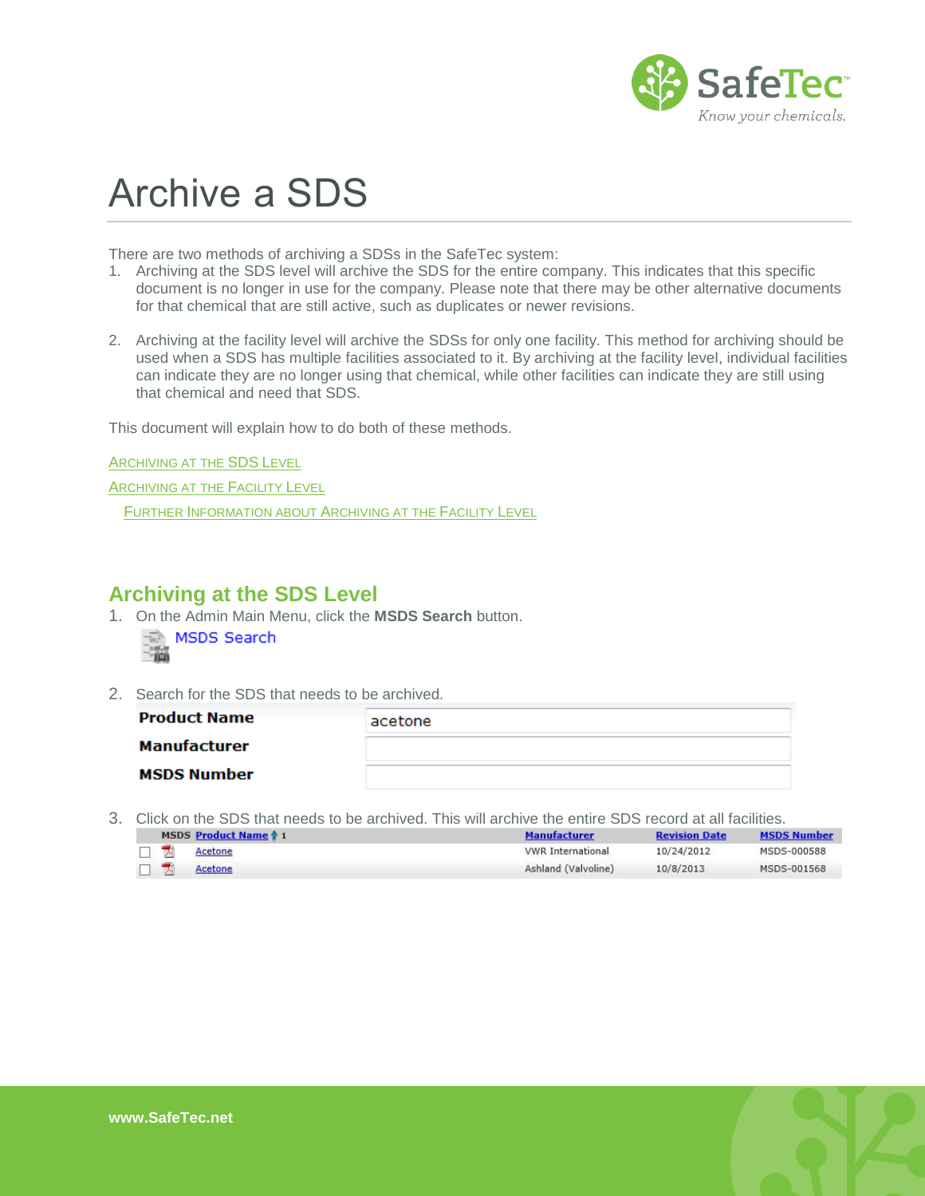# Archive a SDS

There are two methods of archiving a SDSs in the SafeTec system:

1. Archiving at the SDS level will archive the SDS for the entire company. This indicates that this specific document is no longer in use for the company. Please note that there may be other alternative documents for that chemical that are still active, such as duplicates or newer revisions.

2. Archiving at the facility level will archive the SDSs for only one facility. This method for archiving should be used when a SDS has multiple facilities associated to it. By archiving at the facility level, individual facilities can indicate they are no longer using that chemical, while other facilities can indicate they are still using that chemical and need that SDS.

This document will explain how to do both of these methods.

ARCHIVING AT THE SDS LEVEL

ARCHIVING AT THE FACILITY LEVEL

FURTHER INFORMATION ABOUT ARCHIVING AT THE FACILITY LEVEL

## Archiving at the SDS Level

1. On the Admin Main Menu, click the **MSDS Search** button.

   MSDS Search

2. Search for the SDS that needs to be archived.

| | |
|---|---|
| **Product Name** | acetone |
| **Manufacturer** | |
| **MSDS Number** | |

3. Click on the SDS that needs to be archived. This will archive the entire SDS record at all facilities.

| | MSDS | Product Name ↑ 1 | Manufacturer | Revision Date | MSDS Number |
|---|---|---|---|---|---|
| ☐ | | Acetone | VWR International | 10/24/2012 | MSDS-000588 |
| ☐ | | Acetone | Ashland (Valvoline) | 10/8/2013 | MSDS-001568 |

www.SafeTec.net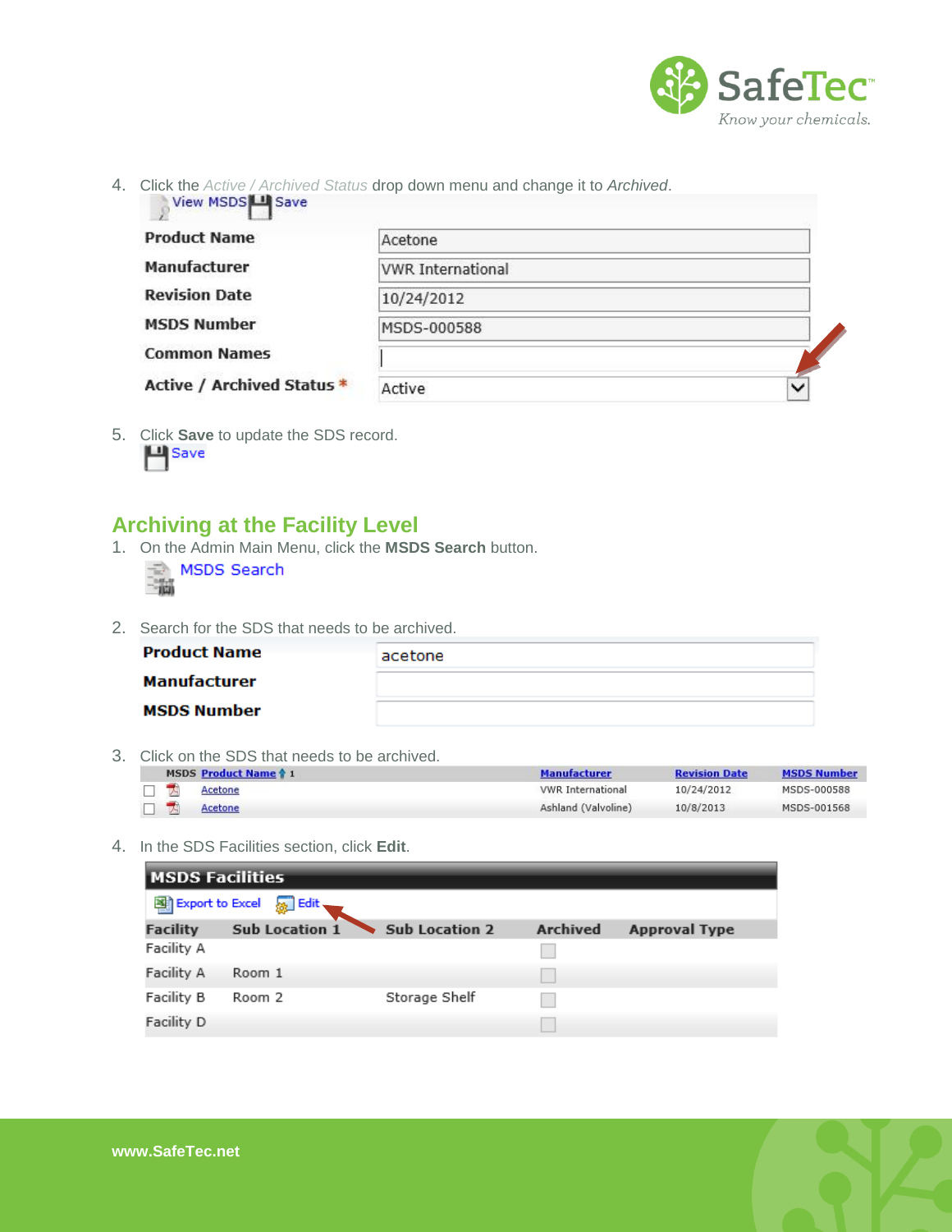4. Click the *Active / Archived Status* drop down menu and change it to *Archived*.

View MSDS Save

| Product Name | Acetone |
|---|---|
| Manufacturer | VWR International |
| Revision Date | 10/24/2012 |
| MSDS Number | MSDS-000588 |
| Common Names | |
| Active / Archived Status * | Active |

5. Click **Save** to update the SDS record.

Save

## Archiving at the Facility Level

1. On the Admin Main Menu, click the **MSDS Search** button.

MSDS Search

2. Search for the SDS that needs to be archived.

| Product Name | acetone |
|---|---|
| Manufacturer | |
| MSDS Number | |

3. Click on the SDS that needs to be archived.

| MSDS | Product Name 1 | Manufacturer | Revision Date | MSDS Number |
|---|---|---|---|---|
| | Acetone | VWR International | 10/24/2012 | MSDS-000588 |
| | Acetone | Ashland (Valvoline) | 10/8/2013 | MSDS-001568 |

4. In the SDS Facilities section, click **Edit**.

**MSDS Facilities**

Export to Excel Edit

| Facility | Sub Location 1 | Sub Location 2 | Archived | Approval Type |
|---|---|---|---|---|
| Facility A | | | | |
| Facility A | Room 1 | | | |
| Facility B | Room 2 | Storage Shelf | | |
| Facility D | | | | |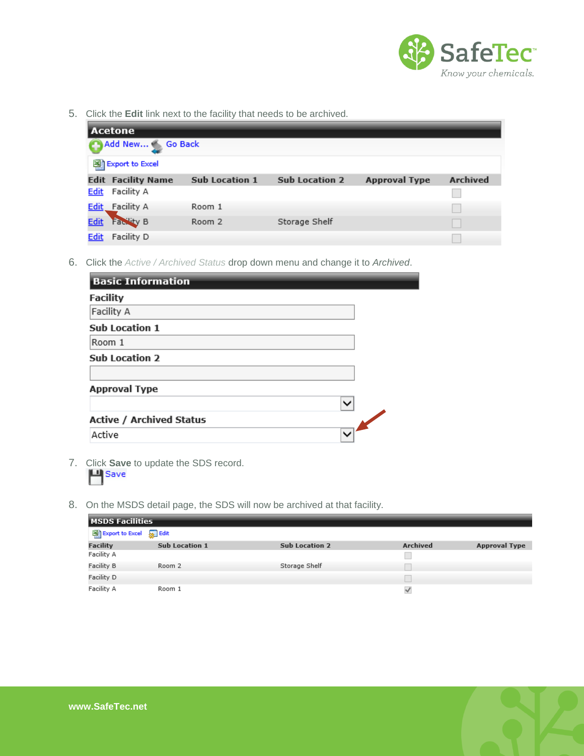5. Click the **Edit** link next to the facility that needs to be archived.

**Acetone**

Add New... Go Back

Export to Excel

| Edit | Facility Name | Sub Location 1 | Sub Location 2 | Approval Type | Archived |
|---|---|---|---|---|---|
| Edit | Facility A | | | | ☐ |
| Edit | Facility A | Room 1 | | | ☐ |
| Edit | Facility B | Room 2 | Storage Shelf | | ☐ |
| Edit | Facility D | | | | ☐ |

6. Click the *Active / Archived Status* drop down menu and change it to *Archived*.

**Basic Information**

**Facility**
Facility A

**Sub Location 1**
Room 1

**Sub Location 2**

**Approval Type**

**Active / Archived Status**
Active

7. Click **Save** to update the SDS record.

Save

8. On the MSDS detail page, the SDS will now be archived at that facility.

**MSDS Facilities**

Export to Excel Edit

| Facility | Sub Location 1 | Sub Location 2 | Archived | Approval Type |
|---|---|---|---|---|
| Facility A | | | ☐ | |
| Facility B | Room 2 | Storage Shelf | ☐ | |
| Facility D | | | ☐ | |
| Facility A | Room 1 | | ☑ | |

www.SafeTec.net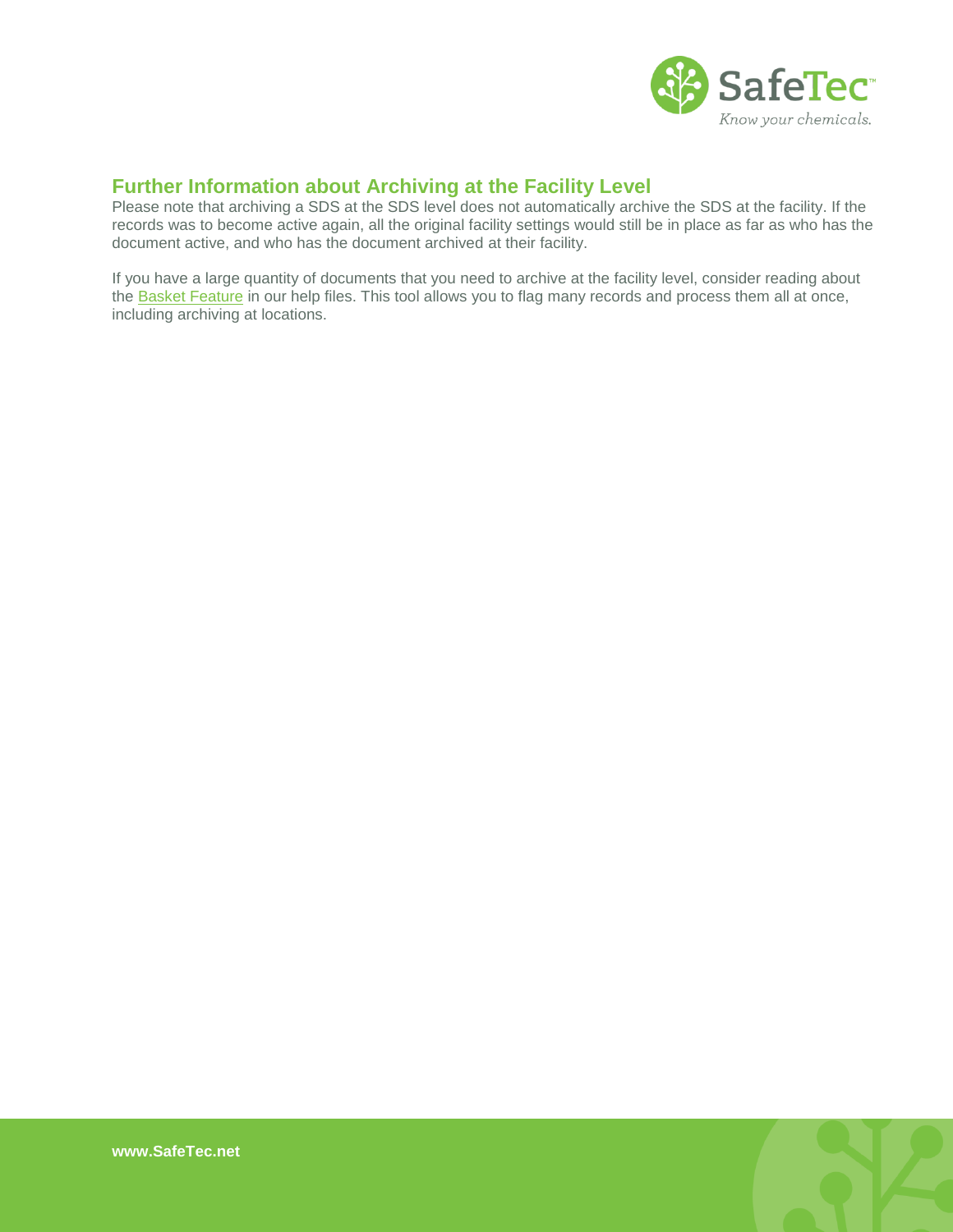## Further Information about Archiving at the Facility Level

Please note that archiving a SDS at the SDS level does not automatically archive the SDS at the facility. If the records was to become active again, all the original facility settings would still be in place as far as who has the document active, and who has the document archived at their facility.

If you have a large quantity of documents that you need to archive at the facility level, consider reading about the Basket Feature in our help files. This tool allows you to flag many records and process them all at once, including archiving at locations.